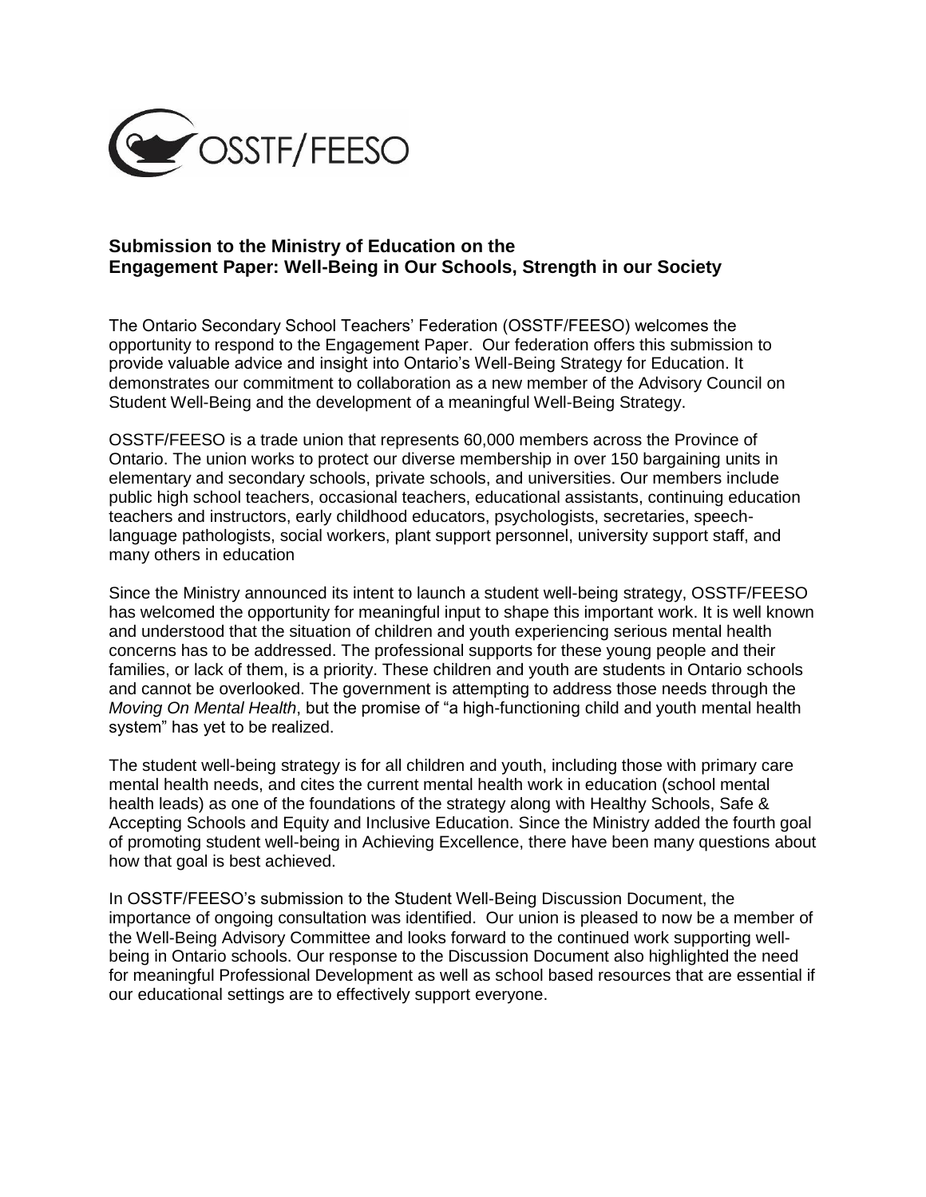OSSTF/FEESO

## Submission to the Ministry of Education on the Engagement Paper: Well-Being in Our Schools, Strength in our Society

The Ontario Secondary School Teachers' Federation (OSSTF/FEESO) welcomes the opportunity to respond to the Engagement Paper. Our federation offers this submission to provide valuable advice and insight into Ontario's Well-Being Strategy for Education. It demonstrates our commitment to collaboration as a new member of the Advisory Council on Student Well-Being and the development of a meaningful Well-Being Strategy.

OSSTF/FEESO is a trade union that represents 60,000 members across the Province of Ontario. The union works to protect our diverse membership in over 150 bargaining units in elementary and secondary schools, private schools, and universities. Our members include public high school teachers, occasional teachers, educational assistants, continuing education teachers and instructors, early childhood educators, psychologists, secretaries, speech-language pathologists, social workers, plant support personnel, university support staff, and many others in education

Since the Ministry announced its intent to launch a student well-being strategy, OSSTF/FEESO has welcomed the opportunity for meaningful input to shape this important work. It is well known and understood that the situation of children and youth experiencing serious mental health concerns has to be addressed. The professional supports for these young people and their families, or lack of them, is a priority. These children and youth are students in Ontario schools and cannot be overlooked. The government is attempting to address those needs through the *Moving On Mental Health*, but the promise of "a high-functioning child and youth mental health system" has yet to be realized.

The student well-being strategy is for all children and youth, including those with primary care mental health needs, and cites the current mental health work in education (school mental health leads) as one of the foundations of the strategy along with Healthy Schools, Safe & Accepting Schools and Equity and Inclusive Education. Since the Ministry added the fourth goal of promoting student well-being in Achieving Excellence, there have been many questions about how that goal is best achieved.

In OSSTF/FEESO's submission to the Student Well-Being Discussion Document, the importance of ongoing consultation was identified. Our union is pleased to now be a member of the Well-Being Advisory Committee and looks forward to the continued work supporting well-being in Ontario schools. Our response to the Discussion Document also highlighted the need for meaningful Professional Development as well as school based resources that are essential if our educational settings are to effectively support everyone.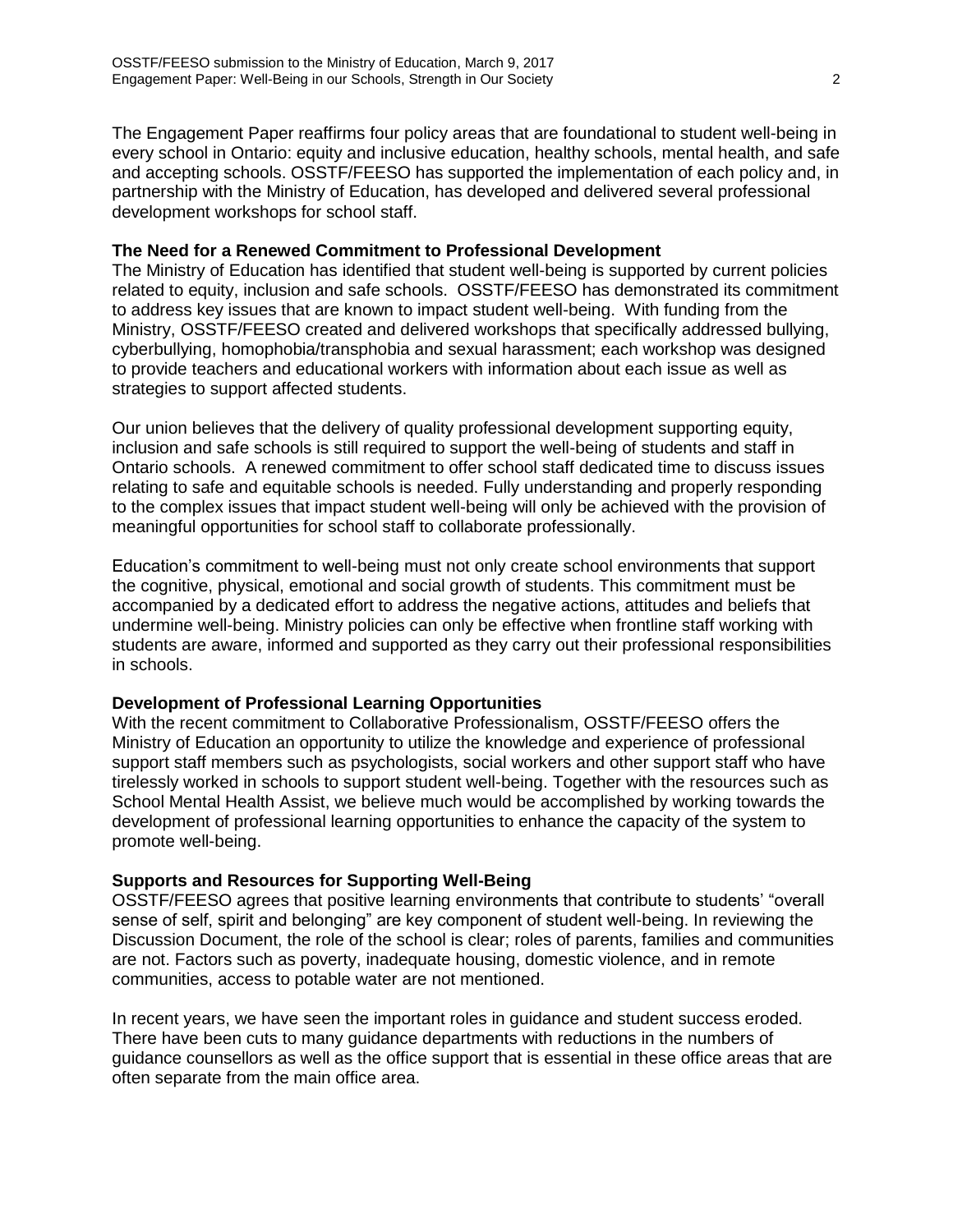The Engagement Paper reaffirms four policy areas that are foundational to student well-being in every school in Ontario: equity and inclusive education, healthy schools, mental health, and safe and accepting schools. OSSTF/FEESO has supported the implementation of each policy and, in partnership with the Ministry of Education, has developed and delivered several professional development workshops for school staff.

**The Need for a Renewed Commitment to Professional Development**

The Ministry of Education has identified that student well-being is supported by current policies related to equity, inclusion and safe schools. OSSTF/FEESO has demonstrated its commitment to address key issues that are known to impact student well-being. With funding from the Ministry, OSSTF/FEESO created and delivered workshops that specifically addressed bullying, cyberbullying, homophobia/transphobia and sexual harassment; each workshop was designed to provide teachers and educational workers with information about each issue as well as strategies to support affected students.

Our union believes that the delivery of quality professional development supporting equity, inclusion and safe schools is still required to support the well-being of students and staff in Ontario schools. A renewed commitment to offer school staff dedicated time to discuss issues relating to safe and equitable schools is needed. Fully understanding and properly responding to the complex issues that impact student well-being will only be achieved with the provision of meaningful opportunities for school staff to collaborate professionally.

Education's commitment to well-being must not only create school environments that support the cognitive, physical, emotional and social growth of students. This commitment must be accompanied by a dedicated effort to address the negative actions, attitudes and beliefs that undermine well-being. Ministry policies can only be effective when frontline staff working with students are aware, informed and supported as they carry out their professional responsibilities in schools.

**Development of Professional Learning Opportunities**

With the recent commitment to Collaborative Professionalism, OSSTF/FEESO offers the Ministry of Education an opportunity to utilize the knowledge and experience of professional support staff members such as psychologists, social workers and other support staff who have tirelessly worked in schools to support student well-being. Together with the resources such as School Mental Health Assist, we believe much would be accomplished by working towards the development of professional learning opportunities to enhance the capacity of the system to promote well-being.

**Supports and Resources for Supporting Well-Being**

OSSTF/FEESO agrees that positive learning environments that contribute to students' "overall sense of self, spirit and belonging" are key component of student well-being. In reviewing the Discussion Document, the role of the school is clear; roles of parents, families and communities are not. Factors such as poverty, inadequate housing, domestic violence, and in remote communities, access to potable water are not mentioned.

In recent years, we have seen the important roles in guidance and student success eroded. There have been cuts to many guidance departments with reductions in the numbers of guidance counsellors as well as the office support that is essential in these office areas that are often separate from the main office area.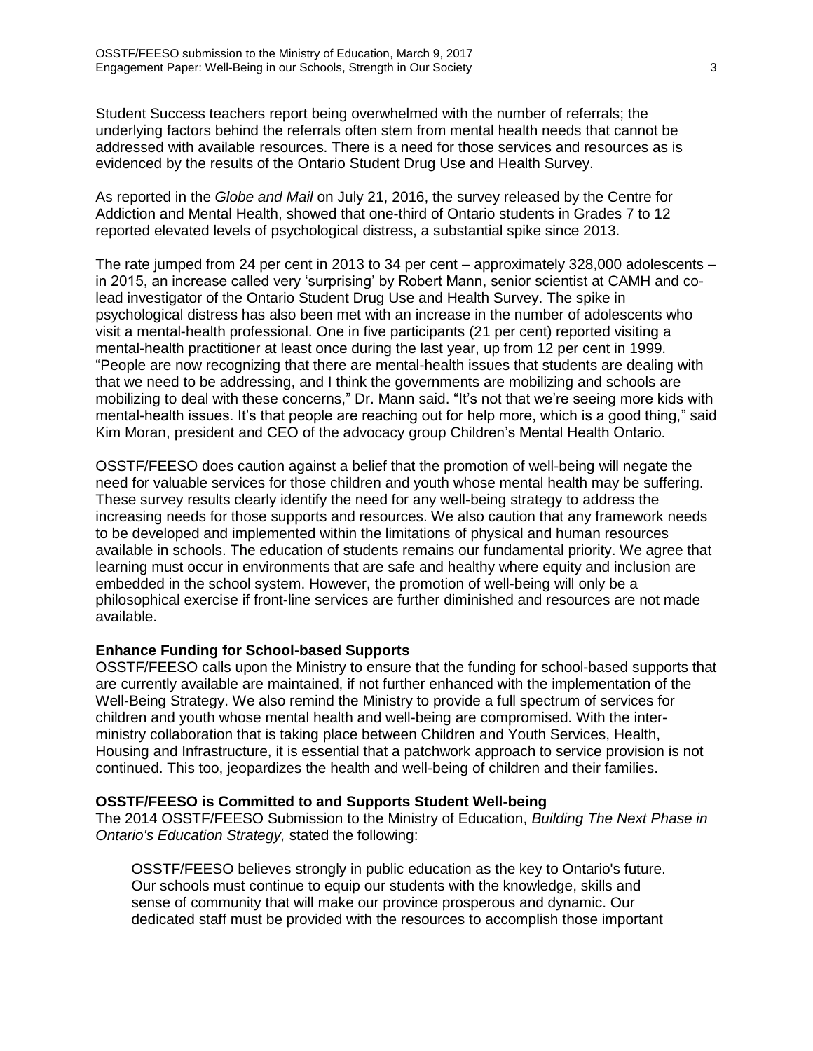Student Success teachers report being overwhelmed with the number of referrals; the underlying factors behind the referrals often stem from mental health needs that cannot be addressed with available resources. There is a need for those services and resources as is evidenced by the results of the Ontario Student Drug Use and Health Survey.

As reported in the *Globe and Mail* on July 21, 2016, the survey released by the Centre for Addiction and Mental Health, showed that one-third of Ontario students in Grades 7 to 12 reported elevated levels of psychological distress, a substantial spike since 2013.

The rate jumped from 24 per cent in 2013 to 34 per cent – approximately 328,000 adolescents – in 2015, an increase called very 'surprising' by Robert Mann, senior scientist at CAMH and co-lead investigator of the Ontario Student Drug Use and Health Survey. The spike in psychological distress has also been met with an increase in the number of adolescents who visit a mental-health professional. One in five participants (21 per cent) reported visiting a mental-health practitioner at least once during the last year, up from 12 per cent in 1999. "People are now recognizing that there are mental-health issues that students are dealing with that we need to be addressing, and I think the governments are mobilizing and schools are mobilizing to deal with these concerns," Dr. Mann said. "It's not that we're seeing more kids with mental-health issues. It's that people are reaching out for help more, which is a good thing," said Kim Moran, president and CEO of the advocacy group Children's Mental Health Ontario.

OSSTF/FEESO does caution against a belief that the promotion of well-being will negate the need for valuable services for those children and youth whose mental health may be suffering. These survey results clearly identify the need for any well-being strategy to address the increasing needs for those supports and resources. We also caution that any framework needs to be developed and implemented within the limitations of physical and human resources available in schools. The education of students remains our fundamental priority. We agree that learning must occur in environments that are safe and healthy where equity and inclusion are embedded in the school system. However, the promotion of well-being will only be a philosophical exercise if front-line services are further diminished and resources are not made available.

**Enhance Funding for School-based Supports**

OSSTF/FEESO calls upon the Ministry to ensure that the funding for school-based supports that are currently available are maintained, if not further enhanced with the implementation of the Well-Being Strategy. We also remind the Ministry to provide a full spectrum of services for children and youth whose mental health and well-being are compromised. With the inter-ministry collaboration that is taking place between Children and Youth Services, Health, Housing and Infrastructure, it is essential that a patchwork approach to service provision is not continued. This too, jeopardizes the health and well-being of children and their families.

**OSSTF/FEESO is Committed to and Supports Student Well-being**

The 2014 OSSTF/FEESO Submission to the Ministry of Education, *Building The Next Phase in Ontario's Education Strategy,* stated the following:

> OSSTF/FEESO believes strongly in public education as the key to Ontario's future. Our schools must continue to equip our students with the knowledge, skills and sense of community that will make our province prosperous and dynamic. Our dedicated staff must be provided with the resources to accomplish those important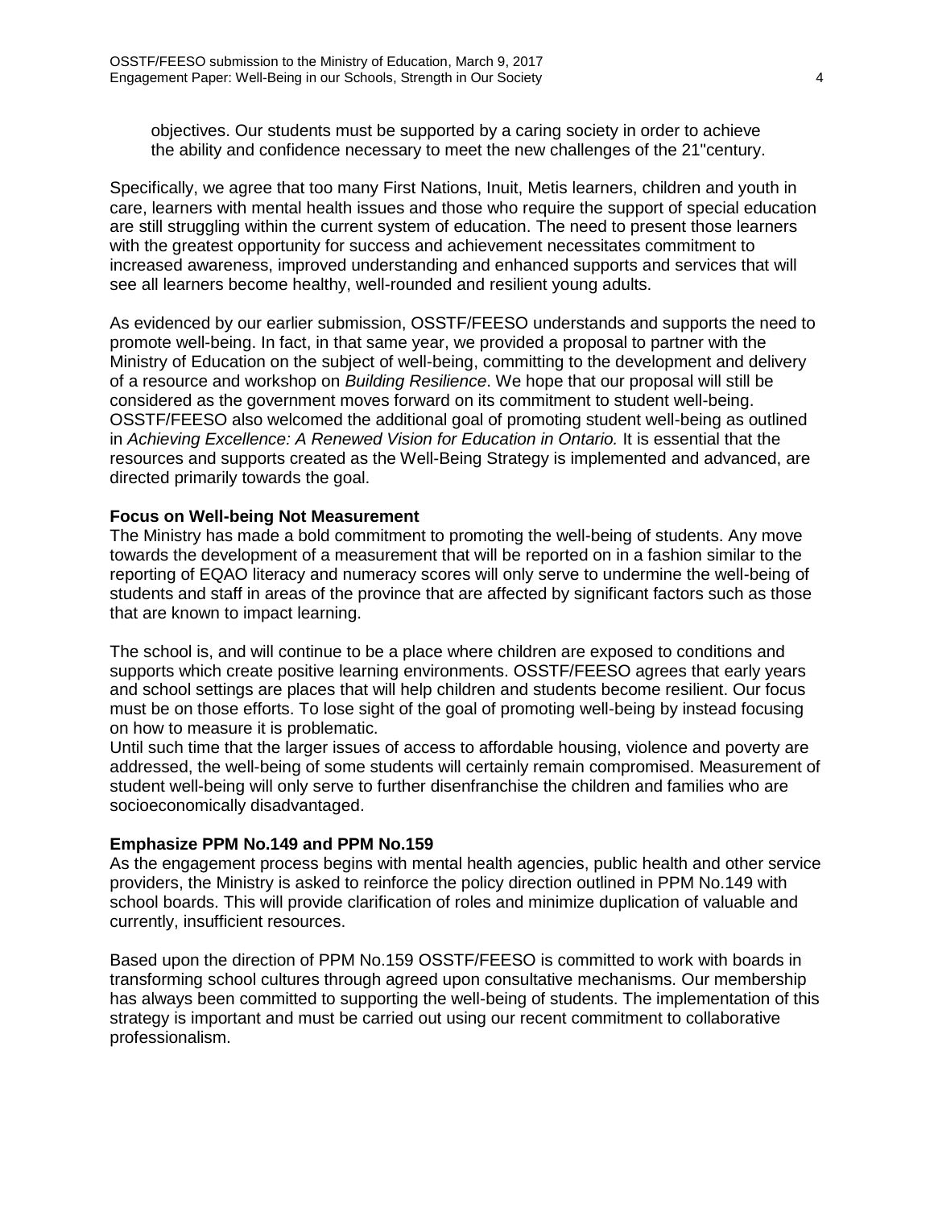objectives. Our students must be supported by a caring society in order to achieve the ability and confidence necessary to meet the new challenges of the 21"century.

Specifically, we agree that too many First Nations, Inuit, Metis learners, children and youth in care, learners with mental health issues and those who require the support of special education are still struggling within the current system of education. The need to present those learners with the greatest opportunity for success and achievement necessitates commitment to increased awareness, improved understanding and enhanced supports and services that will see all learners become healthy, well-rounded and resilient young adults.

As evidenced by our earlier submission, OSSTF/FEESO understands and supports the need to promote well-being. In fact, in that same year, we provided a proposal to partner with the Ministry of Education on the subject of well-being, committing to the development and delivery of a resource and workshop on *Building Resilience*. We hope that our proposal will still be considered as the government moves forward on its commitment to student well-being. OSSTF/FEESO also welcomed the additional goal of promoting student well-being as outlined in *Achieving Excellence: A Renewed Vision for Education in Ontario.* It is essential that the resources and supports created as the Well-Being Strategy is implemented and advanced, are directed primarily towards the goal.

**Focus on Well-being Not Measurement**

The Ministry has made a bold commitment to promoting the well-being of students. Any move towards the development of a measurement that will be reported on in a fashion similar to the reporting of EQAO literacy and numeracy scores will only serve to undermine the well-being of students and staff in areas of the province that are affected by significant factors such as those that are known to impact learning.

The school is, and will continue to be a place where children are exposed to conditions and supports which create positive learning environments. OSSTF/FEESO agrees that early years and school settings are places that will help children and students become resilient. Our focus must be on those efforts. To lose sight of the goal of promoting well-being by instead focusing on how to measure it is problematic.

Until such time that the larger issues of access to affordable housing, violence and poverty are addressed, the well-being of some students will certainly remain compromised. Measurement of student well-being will only serve to further disenfranchise the children and families who are socioeconomically disadvantaged.

**Emphasize PPM No.149 and PPM No.159**

As the engagement process begins with mental health agencies, public health and other service providers, the Ministry is asked to reinforce the policy direction outlined in PPM No.149 with school boards. This will provide clarification of roles and minimize duplication of valuable and currently, insufficient resources.

Based upon the direction of PPM No.159 OSSTF/FEESO is committed to work with boards in transforming school cultures through agreed upon consultative mechanisms. Our membership has always been committed to supporting the well-being of students. The implementation of this strategy is important and must be carried out using our recent commitment to collaborative professionalism.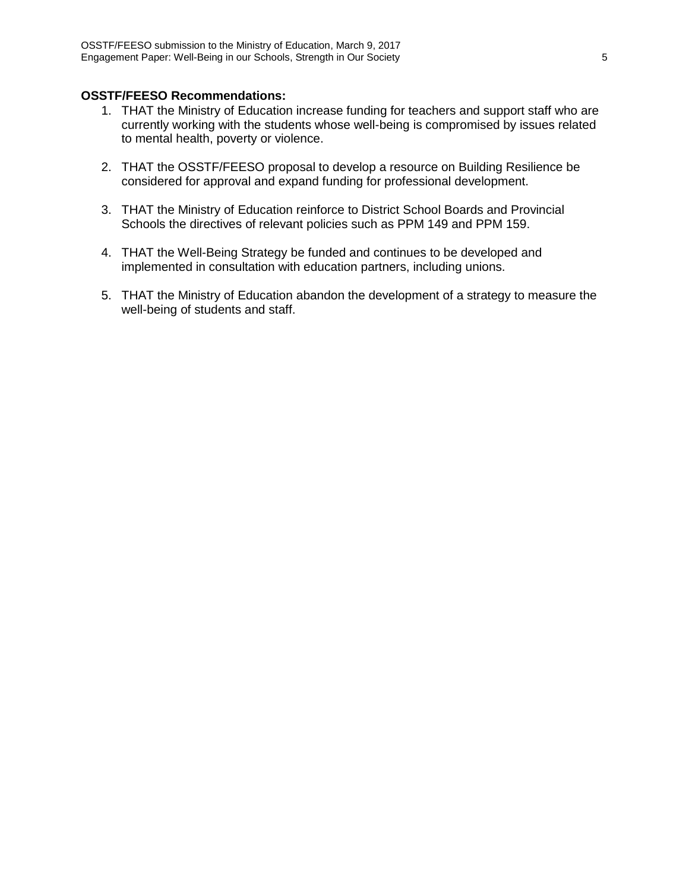**OSSTF/FEESO Recommendations:**

1. THAT the Ministry of Education increase funding for teachers and support staff who are currently working with the students whose well-being is compromised by issues related to mental health, poverty or violence.

2. THAT the OSSTF/FEESO proposal to develop a resource on Building Resilience be considered for approval and expand funding for professional development.

3. THAT the Ministry of Education reinforce to District School Boards and Provincial Schools the directives of relevant policies such as PPM 149 and PPM 159.

4. THAT the Well-Being Strategy be funded and continues to be developed and implemented in consultation with education partners, including unions.

5. THAT the Ministry of Education abandon the development of a strategy to measure the well-being of students and staff.